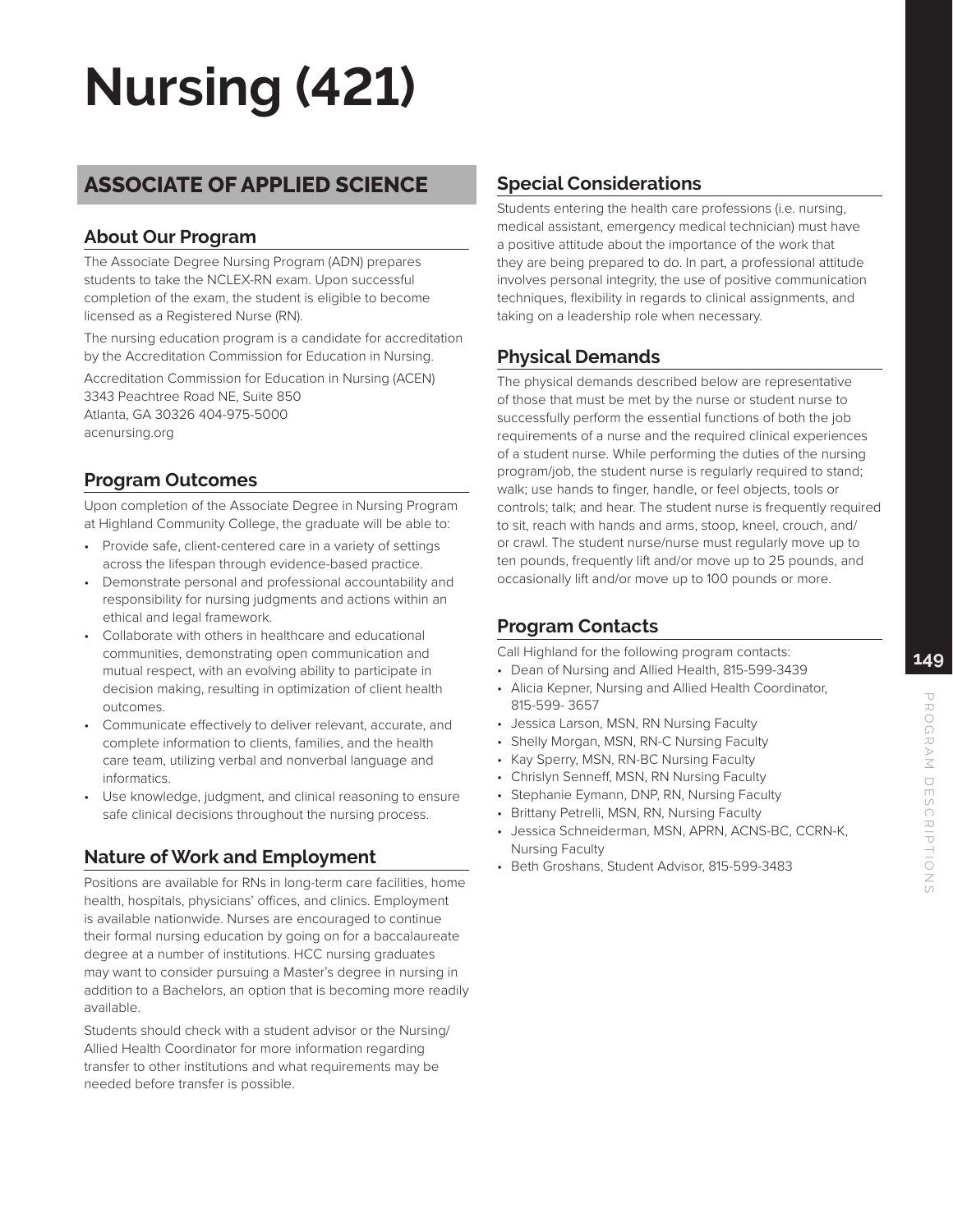# Nursing (421)

## ASSOCIATE OF APPLIED SCIENCE

### About Our Program

The Associate Degree Nursing Program (ADN) prepares students to take the NCLEX-RN exam. Upon successful completion of the exam, the student is eligible to become licensed as a Registered Nurse (RN).

The nursing education program is a candidate for accreditation by the Accreditation Commission for Education in Nursing.

Accreditation Commission for Education in Nursing (ACEN)
3343 Peachtree Road NE, Suite 850
Atlanta, GA 30326 404-975-5000
acenursing.org

### Program Outcomes

Upon completion of the Associate Degree in Nursing Program at Highland Community College, the graduate will be able to:

- Provide safe, client-centered care in a variety of settings across the lifespan through evidence-based practice.
- Demonstrate personal and professional accountability and responsibility for nursing judgments and actions within an ethical and legal framework.
- Collaborate with others in healthcare and educational communities, demonstrating open communication and mutual respect, with an evolving ability to participate in decision making, resulting in optimization of client health outcomes.
- Communicate effectively to deliver relevant, accurate, and complete information to clients, families, and the health care team, utilizing verbal and nonverbal language and informatics.
- Use knowledge, judgment, and clinical reasoning to ensure safe clinical decisions throughout the nursing process.

### Nature of Work and Employment

Positions are available for RNs in long-term care facilities, home health, hospitals, physicians' offices, and clinics. Employment is available nationwide. Nurses are encouraged to continue their formal nursing education by going on for a baccalaureate degree at a number of institutions. HCC nursing graduates may want to consider pursuing a Master's degree in nursing in addition to a Bachelors, an option that is becoming more readily available.

Students should check with a student advisor or the Nursing/Allied Health Coordinator for more information regarding transfer to other institutions and what requirements may be needed before transfer is possible.

### Special Considerations

Students entering the health care professions (i.e. nursing, medical assistant, emergency medical technician) must have a positive attitude about the importance of the work that they are being prepared to do. In part, a professional attitude involves personal integrity, the use of positive communication techniques, flexibility in regards to clinical assignments, and taking on a leadership role when necessary.

### Physical Demands

The physical demands described below are representative of those that must be met by the nurse or student nurse to successfully perform the essential functions of both the job requirements of a nurse and the required clinical experiences of a student nurse. While performing the duties of the nursing program/job, the student nurse is regularly required to stand; walk; use hands to finger, handle, or feel objects, tools or controls; talk; and hear. The student nurse is frequently required to sit, reach with hands and arms, stoop, kneel, crouch, and/or crawl. The student nurse/nurse must regularly move up to ten pounds, frequently lift and/or move up to 25 pounds, and occasionally lift and/or move up to 100 pounds or more.

### Program Contacts

Call Highland for the following program contacts:

- Dean of Nursing and Allied Health, 815-599-3439
- Alicia Kepner, Nursing and Allied Health Coordinator, 815-599- 3657
- Jessica Larson, MSN, RN Nursing Faculty
- Shelly Morgan, MSN, RN-C Nursing Faculty
- Kay Sperry, MSN, RN-BC Nursing Faculty
- Chrislyn Senneff, MSN, RN Nursing Faculty
- Stephanie Eymann, DNP, RN, Nursing Faculty
- Brittany Petrelli, MSN, RN, Nursing Faculty
- Jessica Schneiderman, MSN, APRN, ACNS-BC, CCRN-K, Nursing Faculty
- Beth Groshans, Student Advisor, 815-599-3483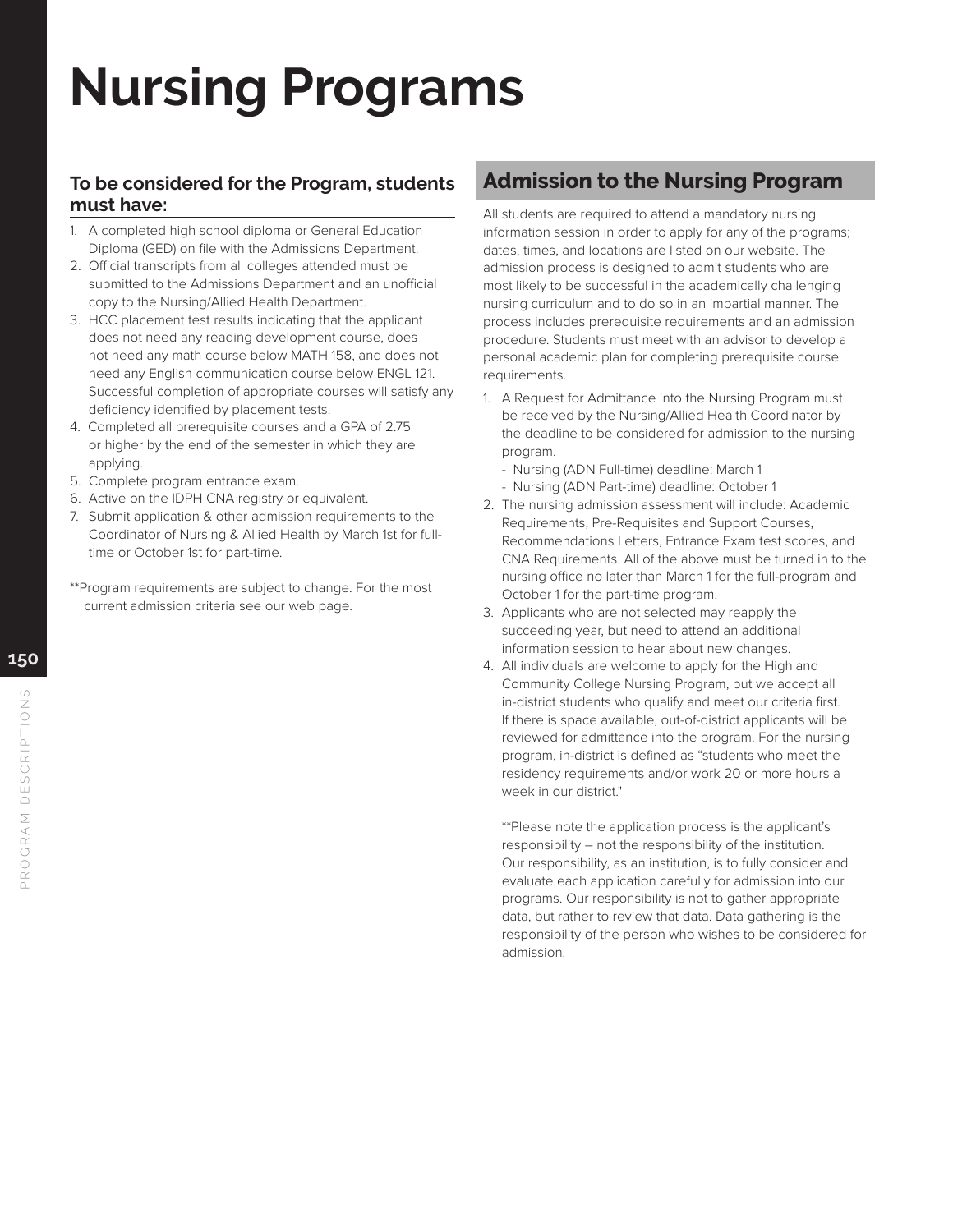# Nursing Programs

### To be considered for the Program, students must have:

1. A completed high school diploma or General Education Diploma (GED) on file with the Admissions Department.
2. Official transcripts from all colleges attended must be submitted to the Admissions Department and an unofficial copy to the Nursing/Allied Health Department.
3. HCC placement test results indicating that the applicant does not need any reading development course, does not need any math course below MATH 158, and does not need any English communication course below ENGL 121. Successful completion of appropriate courses will satisfy any deficiency identified by placement tests.
4. Completed all prerequisite courses and a GPA of 2.75 or higher by the end of the semester in which they are applying.
5. Complete program entrance exam.
6. Active on the IDPH CNA registry or equivalent.
7. Submit application & other admission requirements to the Coordinator of Nursing & Allied Health by March 1st for full-time or October 1st for part-time.

**Program requirements are subject to change. For the most current admission criteria see our web page.

## Admission to the Nursing Program

All students are required to attend a mandatory nursing information session in order to apply for any of the programs; dates, times, and locations are listed on our website. The admission process is designed to admit students who are most likely to be successful in the academically challenging nursing curriculum and to do so in an impartial manner. The process includes prerequisite requirements and an admission procedure. Students must meet with an advisor to develop a personal academic plan for completing prerequisite course requirements.

1. A Request for Admittance into the Nursing Program must be received by the Nursing/Allied Health Coordinator by the deadline to be considered for admission to the nursing program.
   - Nursing (ADN Full-time) deadline: March 1
   - Nursing (ADN Part-time) deadline: October 1
2. The nursing admission assessment will include: Academic Requirements, Pre-Requisites and Support Courses, Recommendations Letters, Entrance Exam test scores, and CNA Requirements. All of the above must be turned in to the nursing office no later than March 1 for the full-program and October 1 for the part-time program.
3. Applicants who are not selected may reapply the succeeding year, but need to attend an additional information session to hear about new changes.
4. All individuals are welcome to apply for the Highland Community College Nursing Program, but we accept all in-district students who qualify and meet our criteria first. If there is space available, out-of-district applicants will be reviewed for admittance into the program. For the nursing program, in-district is defined as "students who meet the residency requirements and/or work 20 or more hours a week in our district."

   **Please note the application process is the applicant's responsibility – not the responsibility of the institution. Our responsibility, as an institution, is to fully consider and evaluate each application carefully for admission into our programs. Our responsibility is not to gather appropriate data, but rather to review that data. Data gathering is the responsibility of the person who wishes to be considered for admission.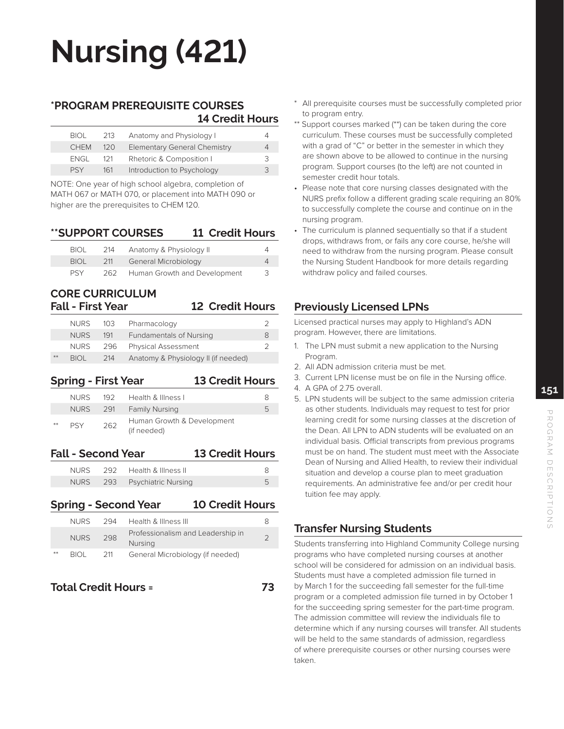# Nursing (421)

## *PROGRAM PREREQUISITE COURSES 14 Credit Hours

| | | | |
|---|---|---|---|
| BIOL | 213 | Anatomy and Physiology I | 4 |
| CHEM | 120 | Elementary General Chemistry | 4 |
| ENGL | 121 | Rhetoric & Composition I | 3 |
| PSY | 161 | Introduction to Psychology | 3 |

NOTE: One year of high school algebra, completion of MATH 067 or MATH 070, or placement into MATH 090 or higher are the prerequisites to CHEM 120.

## **SUPPORT COURSES 11 Credit Hours

| | | | |
|---|---|---|---|
| BIOL | 214 | Anatomy & Physiology II | 4 |
| BIOL | 211 | General Microbiology | 4 |
| PSY | 262 | Human Growth and Development | 3 |

## CORE CURRICULUM

### Fall - First Year 12 Credit Hours

| | | | | |
|---|---|---|---|---|
| | NURS | 103 | Pharmacology | 2 |
| | NURS | 191 | Fundamentals of Nursing | 8 |
| | NURS | 296 | Physical Assessment | 2 |
| ** | BIOL | 214 | Anatomy & Physiology II (if needed) | |

### Spring - First Year 13 Credit Hours

| | | | | |
|---|---|---|---|---|
| | NURS | 192 | Health & Illness I | 8 |
| | NURS | 291 | Family Nursing | 5 |
| ** | PSY | 262 | Human Growth & Development (if needed) | |

### Fall - Second Year 13 Credit Hours

| | | | |
|---|---|---|---|
| NURS | 292 | Health & Illness II | 8 |
| NURS | 293 | Psychiatric Nursing | 5 |

### Spring - Second Year 10 Credit Hours

| | | | | |
|---|---|---|---|---|
| | NURS | 294 | Health & Illness III | 8 |
| | NURS | 298 | Professionalism and Leadership in Nursing | 2 |
| ** | BIOL | 211 | General Microbiology (if needed) | |

**Total Credit Hours = 73**

\* All prerequisite courses must be successfully completed prior to program entry.

** Support courses marked (**) can be taken during the core curriculum. These courses must be successfully completed with a grad of "C" or better in the semester in which they are shown above to be allowed to continue in the nursing program. Support courses (to the left) are not counted in semester credit hour totals.

- Please note that core nursing classes designated with the NURS prefix follow a different grading scale requiring an 80% to successfully complete the course and continue on in the nursing program.
- The curriculum is planned sequentially so that if a student drops, withdraws from, or fails any core course, he/she will need to withdraw from the nursing program. Please consult the Nursing Student Handbook for more details regarding withdraw policy and failed courses.

## Previously Licensed LPNs

Licensed practical nurses may apply to Highland's ADN program. However, there are limitations.

1. The LPN must submit a new application to the Nursing Program.
2. All ADN admission criteria must be met.
3. Current LPN license must be on file in the Nursing office.
4. A GPA of 2.75 overall.
5. LPN students will be subject to the same admission criteria as other students. Individuals may request to test for prior learning credit for some nursing classes at the discretion of the Dean. All LPN to ADN students will be evaluated on an individual basis. Official transcripts from previous programs must be on hand. The student must meet with the Associate Dean of Nursing and Allied Health, to review their individual situation and develop a course plan to meet graduation requirements. An administrative fee and/or per credit hour tuition fee may apply.

## Transfer Nursing Students

Students transferring into Highland Community College nursing programs who have completed nursing courses at another school will be considered for admission on an individual basis. Students must have a completed admission file turned in by March 1 for the succeeding fall semester for the full-time program or a completed admission file turned in by October 1 for the succeeding spring semester for the part-time program. The admission committee will review the individuals file to determine which if any nursing courses will transfer. All students will be held to the same standards of admission, regardless of where prerequisite courses or other nursing courses were taken.